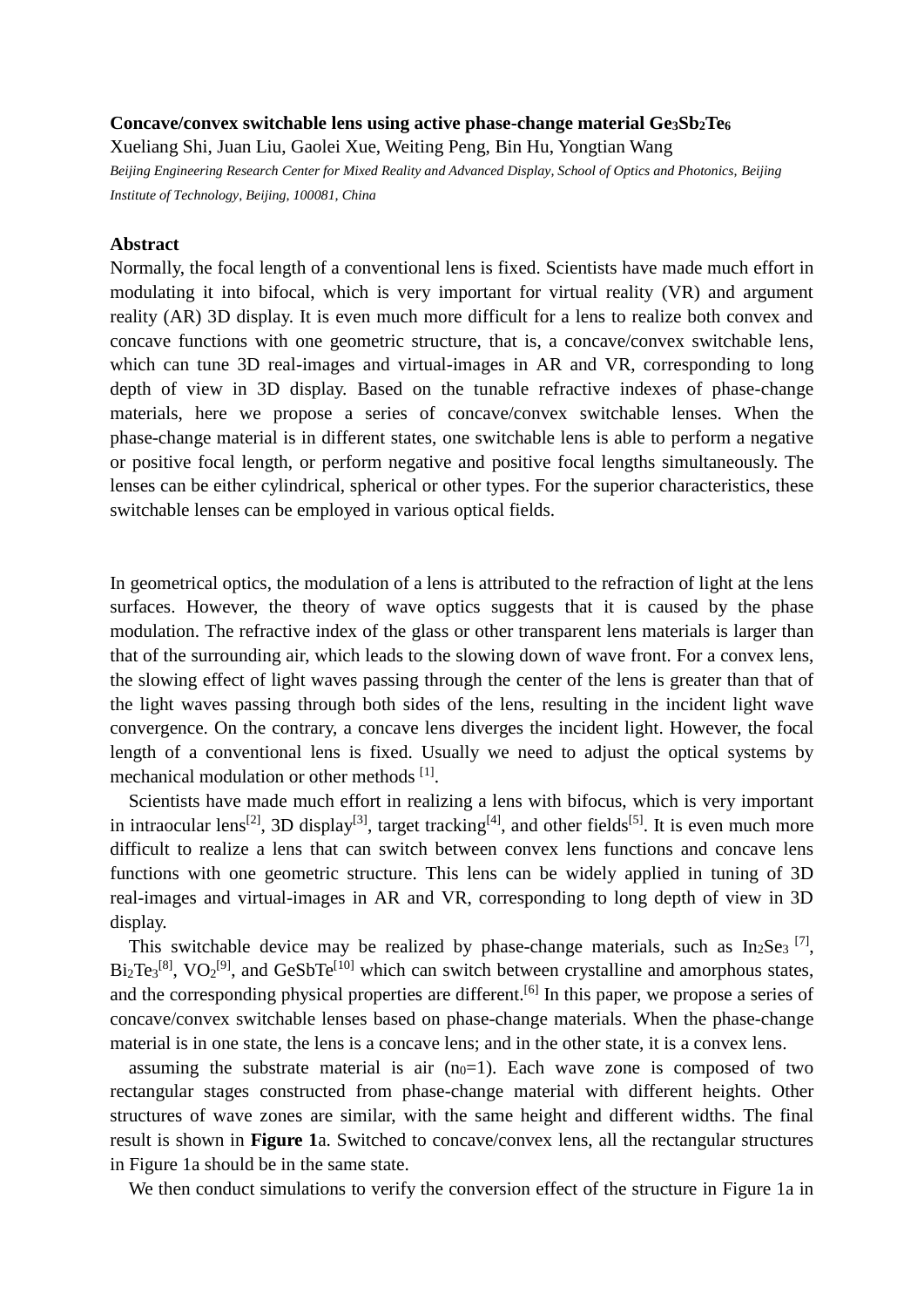**Concave/convex switchable lens using active phase-change material $Ge_3Sb_2Te_6$**

Xueliang Shi, Juan Liu, Gaolei Xue, Weiting Peng, Bin Hu, Yongtian Wang

*Beijing Engineering Research Center for Mixed Reality and Advanced Display, School of Optics and Photonics, Beijing Institute of Technology, Beijing, 100081, China*

## Abstract

Normally, the focal length of a conventional lens is fixed. Scientists have made much effort in modulating it into bifocal, which is very important for virtual reality (VR) and argument reality (AR) 3D display. It is even much more difficult for a lens to realize both convex and concave functions with one geometric structure, that is, a concave/convex switchable lens, which can tune 3D real-images and virtual-images in AR and VR, corresponding to long depth of view in 3D display. Based on the tunable refractive indexes of phase-change materials, here we propose a series of concave/convex switchable lenses. When the phase-change material is in different states, one switchable lens is able to perform a negative or positive focal length, or perform negative and positive focal lengths simultaneously. The lenses can be either cylindrical, spherical or other types. For the superior characteristics, these switchable lenses can be employed in various optical fields.

In geometrical optics, the modulation of a lens is attributed to the refraction of light at the lens surfaces. However, the theory of wave optics suggests that it is caused by the phase modulation. The refractive index of the glass or other transparent lens materials is larger than that of the surrounding air, which leads to the slowing down of wave front. For a convex lens, the slowing effect of light waves passing through the center of the lens is greater than that of the light waves passing through both sides of the lens, resulting in the incident light wave convergence. On the contrary, a concave lens diverges the incident light. However, the focal length of a conventional lens is fixed. Usually we need to adjust the optical systems by mechanical modulation or other methods [1].

Scientists have made much effort in realizing a lens with bifocus, which is very important in intraocular lens[2], 3D display[3], target tracking[4], and other fields[5]. It is even much more difficult to realize a lens that can switch between convex lens functions and concave lens functions with one geometric structure. This lens can be widely applied in tuning of 3D real-images and virtual-images in AR and VR, corresponding to long depth of view in 3D display.

This switchable device may be realized by phase-change materials, such as $In_2Se_3$ [7], $Bi_2Te_3$[8], $VO_2$[9], and GeSbTe[10] which can switch between crystalline and amorphous states, and the corresponding physical properties are different.[6] In this paper, we propose a series of concave/convex switchable lenses based on phase-change materials. When the phase-change material is in one state, the lens is a concave lens; and in the other state, it is a convex lens.

assuming the substrate material is air ($n_0$=1). Each wave zone is composed of two rectangular stages constructed from phase-change material with different heights. Other structures of wave zones are similar, with the same height and different widths. The final result is shown in **Figure 1**a. Switched to concave/convex lens, all the rectangular structures in Figure 1a should be in the same state.

We then conduct simulations to verify the conversion effect of the structure in Figure 1a in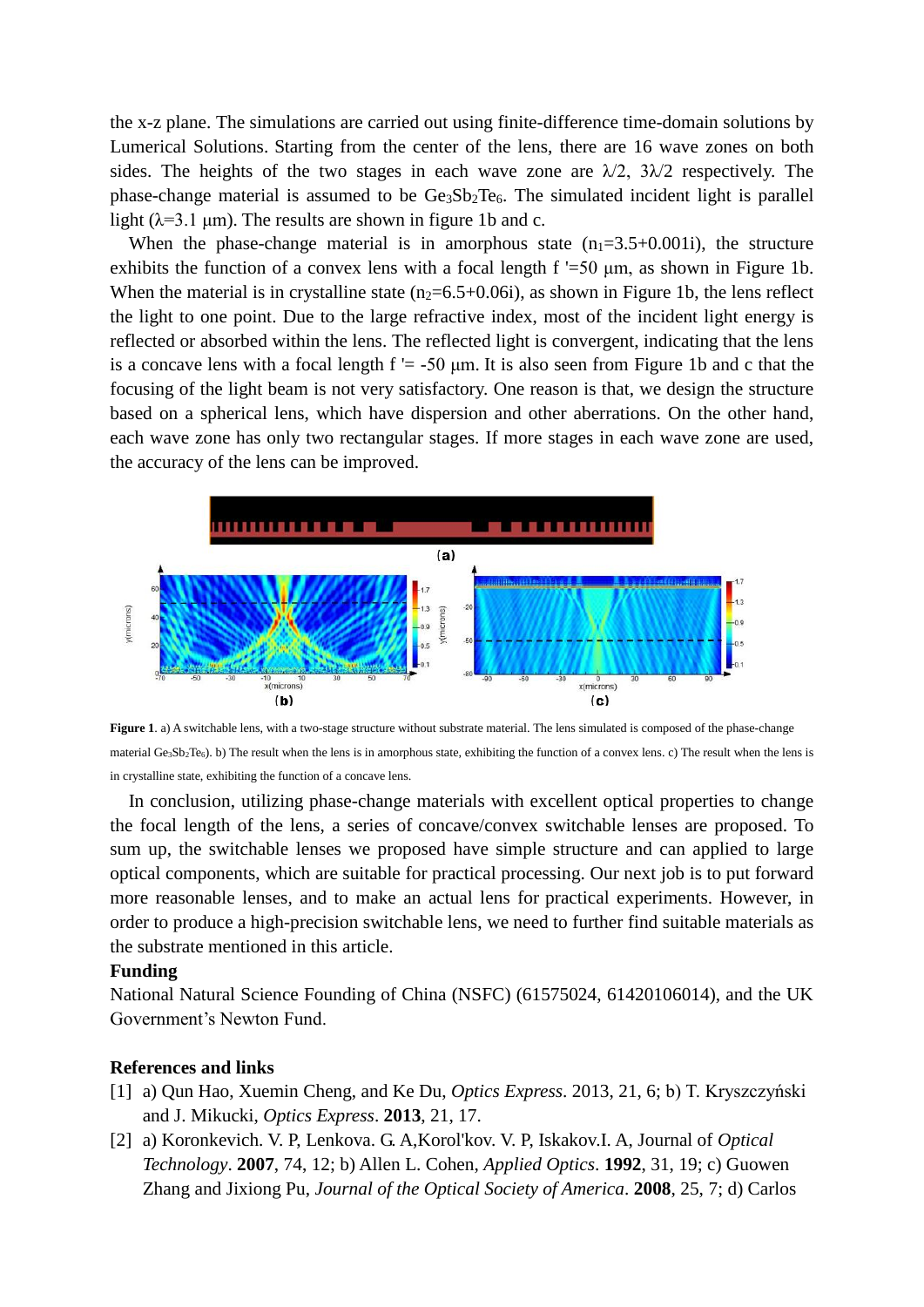the x-z plane. The simulations are carried out using finite-difference time-domain solutions by Lumerical Solutions. Starting from the center of the lens, there are 16 wave zones on both sides. The heights of the two stages in each wave zone are $\lambda/2$, $3\lambda/2$ respectively. The phase-change material is assumed to be $Ge_3Sb_2Te_6$. The simulated incident light is parallel light ($\lambda$=3.1 μm). The results are shown in figure 1b and c.

When the phase-change material is in amorphous state ($n_1$=3.5+0.001i), the structure exhibits the function of a convex lens with a focal length f '=50 μm, as shown in Figure 1b. When the material is in crystalline state ($n_2$=6.5+0.06i), as shown in Figure 1b, the lens reflect the light to one point. Due to the large refractive index, most of the incident light energy is reflected or absorbed within the lens. The reflected light is convergent, indicating that the lens is a concave lens with a focal length f '= -50 μm. It is also seen from Figure 1b and c that the focusing of the light beam is not very satisfactory. One reason is that, we design the structure based on a spherical lens, which have dispersion and other aberrations. On the other hand, each wave zone has only two rectangular stages. If more stages in each wave zone are used, the accuracy of the lens can be improved.

**Figure 1**. a) A switchable lens, with a two-stage structure without substrate material. The lens simulated is composed of the phase-change material $Ge_3Sb_2Te_6$). b) The result when the lens is in amorphous state, exhibiting the function of a convex lens. c) The result when the lens is in crystalline state, exhibiting the function of a concave lens.

In conclusion, utilizing phase-change materials with excellent optical properties to change the focal length of the lens, a series of concave/convex switchable lenses are proposed. To sum up, the switchable lenses we proposed have simple structure and can applied to large optical components, which are suitable for practical processing. Our next job is to put forward more reasonable lenses, and to make an actual lens for practical experiments. However, in order to produce a high-precision switchable lens, we need to further find suitable materials as the substrate mentioned in this article.

**Funding**

National Natural Science Founding of China (NSFC) (61575024, 61420106014), and the UK Government's Newton Fund.

**References and links**

[1] a) Qun Hao, Xuemin Cheng, and Ke Du, *Optics Express*. 2013, 21, 6; b) T. Kryszczyński and J. Mikucki, *Optics Express*. **2013**, 21, 17.

[2] a) Koronkevich. V. P, Lenkova. G. A,Korol'kov. V. P, Iskakov.I. A, Journal of *Optical Technology*. **2007**, 74, 12; b) Allen L. Cohen, *Applied Optics*. **1992**, 31, 19; c) Guowen Zhang and Jixiong Pu, *Journal of the Optical Society of America*. **2008**, 25, 7; d) Carlos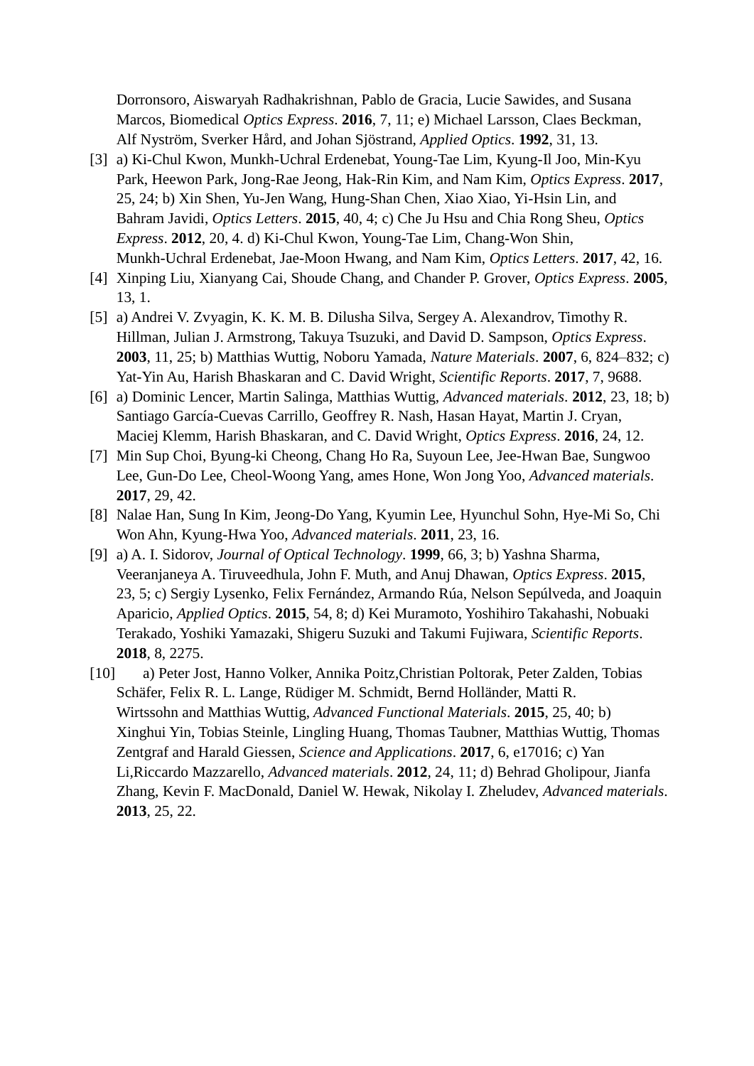Dorronsoro, Aiswaryah Radhakrishnan, Pablo de Gracia, Lucie Sawides, and Susana Marcos, Biomedical *Optics Express*. **2016**, 7, 11; e) Michael Larsson, Claes Beckman, Alf Nyström, Sverker Hård, and Johan Sjöstrand, *Applied Optics*. **1992**, 31, 13.

[3] a) Ki-Chul Kwon, Munkh-Uchral Erdenebat, Young-Tae Lim, Kyung-Il Joo, Min-Kyu Park, Heewon Park, Jong-Rae Jeong, Hak-Rin Kim, and Nam Kim, *Optics Express*. **2017**, 25, 24; b) Xin Shen, Yu-Jen Wang, Hung-Shan Chen, Xiao Xiao, Yi-Hsin Lin, and Bahram Javidi, *Optics Letters*. **2015**, 40, 4; c) Che Ju Hsu and Chia Rong Sheu, *Optics Express*. **2012**, 20, 4. d) Ki-Chul Kwon, Young-Tae Lim, Chang-Won Shin, Munkh-Uchral Erdenebat, Jae-Moon Hwang, and Nam Kim, *Optics Letters*. **2017**, 42, 16.

[4] Xinping Liu, Xianyang Cai, Shoude Chang, and Chander P. Grover, *Optics Express*. **2005**, 13, 1.

[5] a) Andrei V. Zvyagin, K. K. M. B. Dilusha Silva, Sergey A. Alexandrov, Timothy R. Hillman, Julian J. Armstrong, Takuya Tsuzuki, and David D. Sampson, *Optics Express*. **2003**, 11, 25; b) Matthias Wuttig, Noboru Yamada, *Nature Materials*. **2007**, 6, 824–832; c) Yat-Yin Au, Harish Bhaskaran and C. David Wright, *Scientific Reports*. **2017**, 7, 9688.

[6] a) Dominic Lencer, Martin Salinga, Matthias Wuttig, *Advanced materials*. **2012**, 23, 18; b) Santiago García-Cuevas Carrillo, Geoffrey R. Nash, Hasan Hayat, Martin J. Cryan, Maciej Klemm, Harish Bhaskaran, and C. David Wright, *Optics Express*. **2016**, 24, 12.

[7] Min Sup Choi, Byung-ki Cheong, Chang Ho Ra, Suyoun Lee, Jee-Hwan Bae, Sungwoo Lee, Gun-Do Lee, Cheol-Woong Yang, ames Hone, Won Jong Yoo, *Advanced materials*. **2017**, 29, 42.

[8] Nalae Han, Sung In Kim, Jeong-Do Yang, Kyumin Lee, Hyunchul Sohn, Hye-Mi So, Chi Won Ahn, Kyung-Hwa Yoo, *Advanced materials*. **2011**, 23, 16.

[9] a) A. I. Sidorov, *Journal of Optical Technology*. **1999**, 66, 3; b) Yashna Sharma, Veeranjaneya A. Tiruveedhula, John F. Muth, and Anuj Dhawan, *Optics Express*. **2015**, 23, 5; c) Sergiy Lysenko, Felix Fernández, Armando Rúa, Nelson Sepúlveda, and Joaquin Aparicio, *Applied Optics*. **2015**, 54, 8; d) Kei Muramoto, Yoshihiro Takahashi, Nobuaki Terakado, Yoshiki Yamazaki, Shigeru Suzuki and Takumi Fujiwara, *Scientific Reports*. **2018**, 8, 2275.

[10] a) Peter Jost, Hanno Volker, Annika Poitz,Christian Poltorak, Peter Zalden, Tobias Schäfer, Felix R. L. Lange, Rüdiger M. Schmidt, Bernd Holländer, Matti R. Wirtssohn and Matthias Wuttig, *Advanced Functional Materials*. **2015**, 25, 40; b) Xinghui Yin, Tobias Steinle, Lingling Huang, Thomas Taubner, Matthias Wuttig, Thomas Zentgraf and Harald Giessen, *Science and Applications*. **2017**, 6, e17016; c) Yan Li,Riccardo Mazzarello, *Advanced materials*. **2012**, 24, 11; d) Behrad Gholipour, Jianfa Zhang, Kevin F. MacDonald, Daniel W. Hewak, Nikolay I. Zheludev, *Advanced materials*. **2013**, 25, 22.